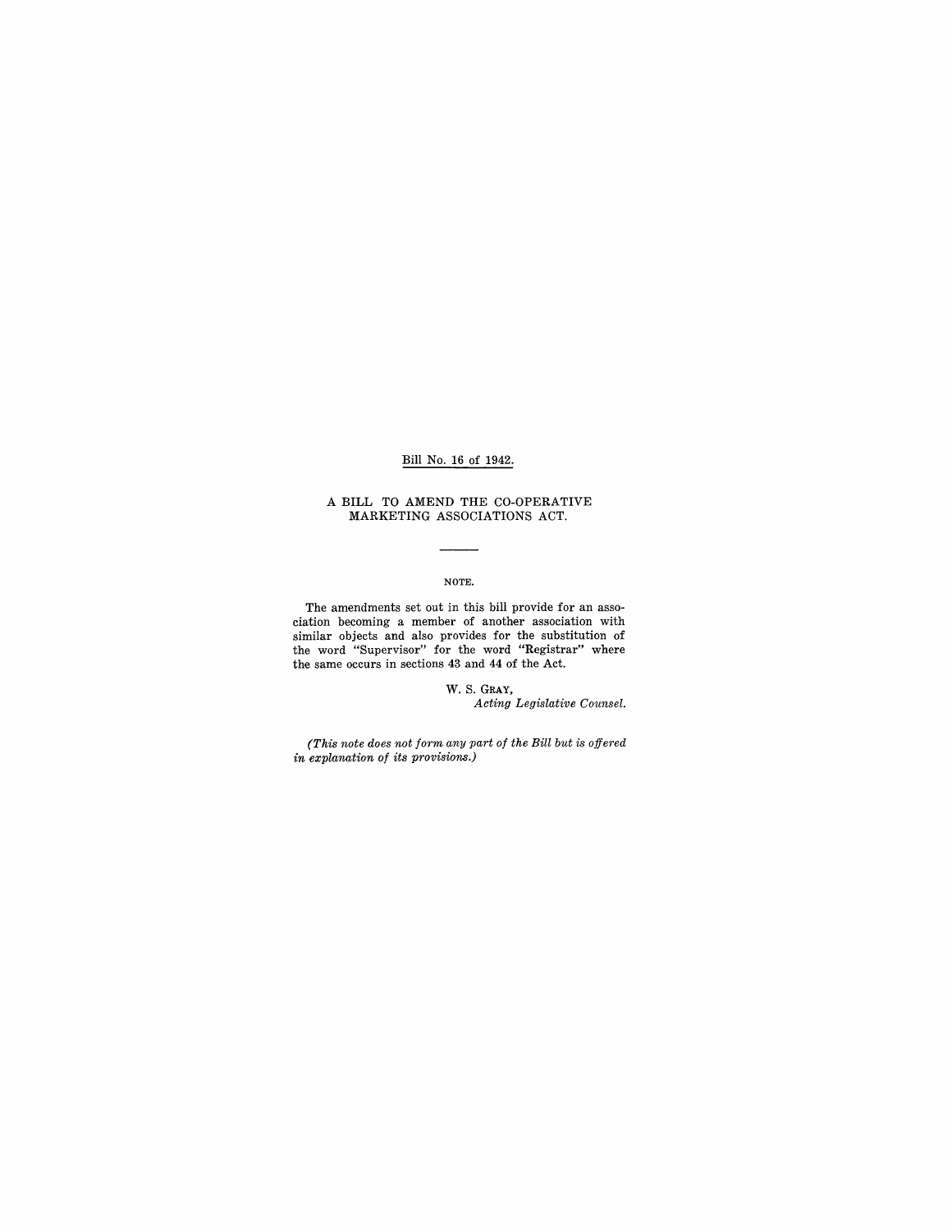Bill No. 16 of 1942.

# A BILL TO AMEND THE CO-OPERATIVE MARKETING ASSOCIATIONS ACT.

---

NOTE.

The amendments set out in this bill provide for an association becoming a member of another association with similar objects and also provides for the substitution of the word "Supervisor" for the word "Registrar" where the same occurs in sections 43 and 44 of the Act.

W. S. GRAY,
*Acting Legislative Counsel.*

*(This note does not form any part of the Bill but is offered in explanation of its provisions.)*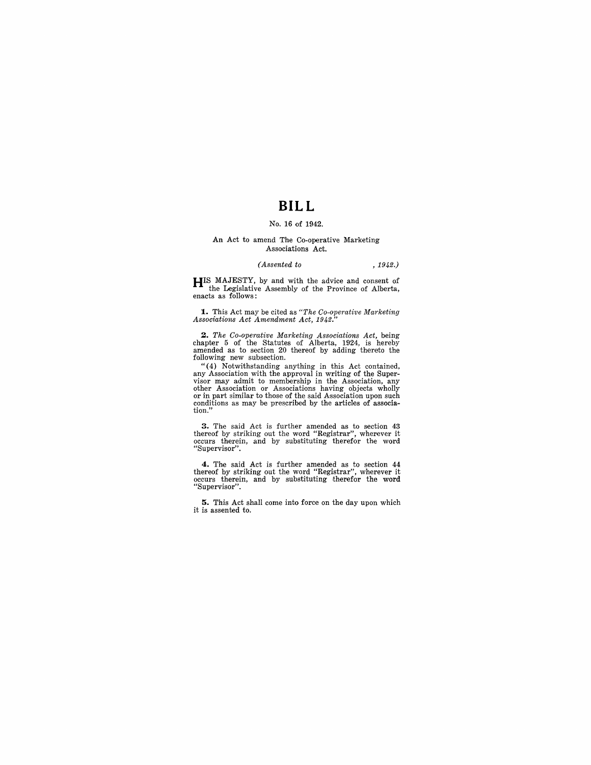# BILL

No. 16 of 1942.

An Act to amend The Co-operative Marketing Associations Act.

*(Assented to , 1942.)*

HIS MAJESTY, by and with the advice and consent of the Legislative Assembly of the Province of Alberta, enacts as follows:

**1.** This Act may be cited as *"The Co-operative Marketing Associations Act Amendment Act, 1942."*

**2.** *The Co-operative Marketing Associations Act,* being chapter 5 of the Statutes of Alberta, 1924, is hereby amended as to section 20 thereof by adding thereto the following new subsection.

"(4) Notwithstanding anything in this Act contained, any Association with the approval in writing of the Supervisor may admit to membership in the Association, any other Association or Associations having objects wholly or in part similar to those of the said Association upon such conditions as may be prescribed by the articles of association."

**3.** The said Act is further amended as to section 43 thereof by striking out the word "Registrar", wherever it occurs therein, and by substituting therefor the word "Supervisor".

**4.** The said Act is further amended as to section 44 thereof by striking out the word "Registrar", wherever it occurs therein, and by substituting therefor the word "Supervisor".

**5.** This Act shall come into force on the day upon which it is assented to.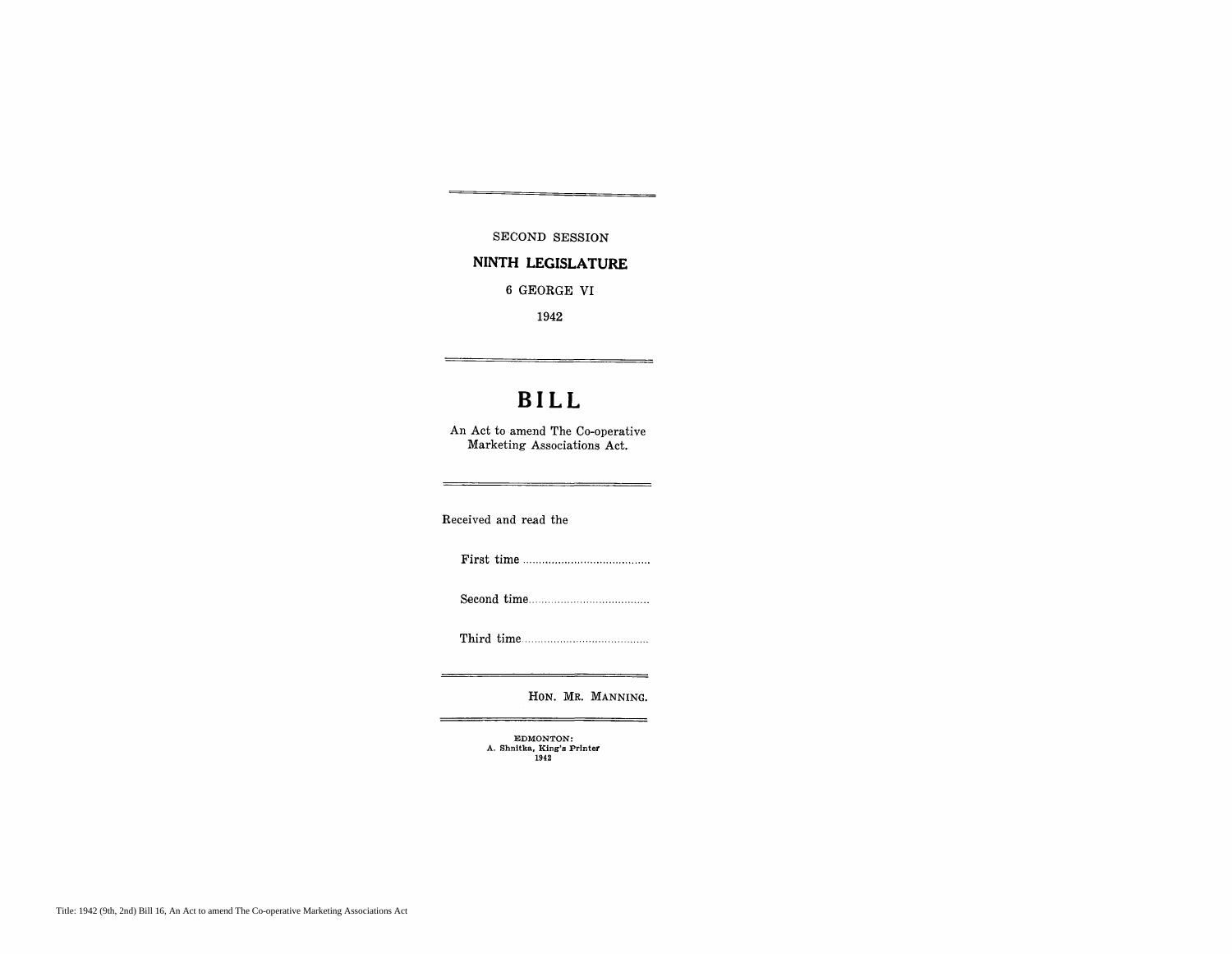SECOND SESSION

**NINTH LEGISLATURE**

6 GEORGE VI

1942

# BILL

An Act to amend The Co-operative Marketing Associations Act.

Received and read the

First time ......................................

Second time......................................

Third time......................................

HON. MR. MANNING.

EDMONTON:
A. Shnitka, King's Printer
1942

Title: 1942 (9th, 2nd) Bill 16, An Act to amend The Co-operative Marketing Associations Act